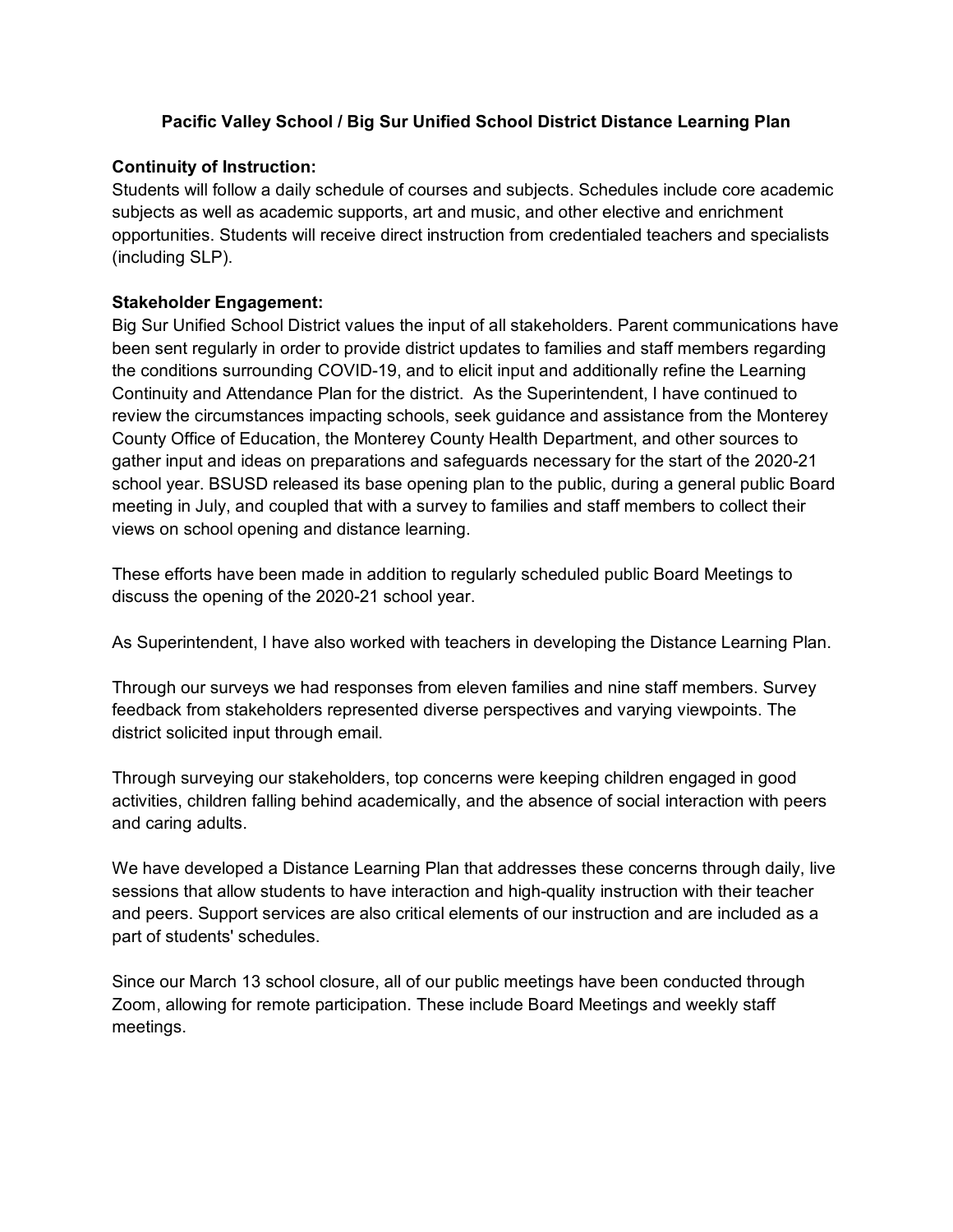# Pacific Valley School / Big Sur Unified School District Distance Learning Plan

**Continuity of Instruction:**
Students will follow a daily schedule of courses and subjects. Schedules include core academic subjects as well as academic supports, art and music, and other elective and enrichment opportunities. Students will receive direct instruction from credentialed teachers and specialists (including SLP).

**Stakeholder Engagement:**
Big Sur Unified School District values the input of all stakeholders. Parent communications have been sent regularly in order to provide district updates to families and staff members regarding the conditions surrounding COVID-19, and to elicit input and additionally refine the Learning Continuity and Attendance Plan for the district. As the Superintendent, I have continued to review the circumstances impacting schools, seek guidance and assistance from the Monterey County Office of Education, the Monterey County Health Department, and other sources to gather input and ideas on preparations and safeguards necessary for the start of the 2020-21 school year. BSUSD released its base opening plan to the public, during a general public Board meeting in July, and coupled that with a survey to families and staff members to collect their views on school opening and distance learning.

These efforts have been made in addition to regularly scheduled public Board Meetings to discuss the opening of the 2020-21 school year.

As Superintendent, I have also worked with teachers in developing the Distance Learning Plan.

Through our surveys we had responses from eleven families and nine staff members. Survey feedback from stakeholders represented diverse perspectives and varying viewpoints. The district solicited input through email.

Through surveying our stakeholders, top concerns were keeping children engaged in good activities, children falling behind academically, and the absence of social interaction with peers and caring adults.

We have developed a Distance Learning Plan that addresses these concerns through daily, live sessions that allow students to have interaction and high-quality instruction with their teacher and peers. Support services are also critical elements of our instruction and are included as a part of students' schedules.

Since our March 13 school closure, all of our public meetings have been conducted through Zoom, allowing for remote participation. These include Board Meetings and weekly staff meetings.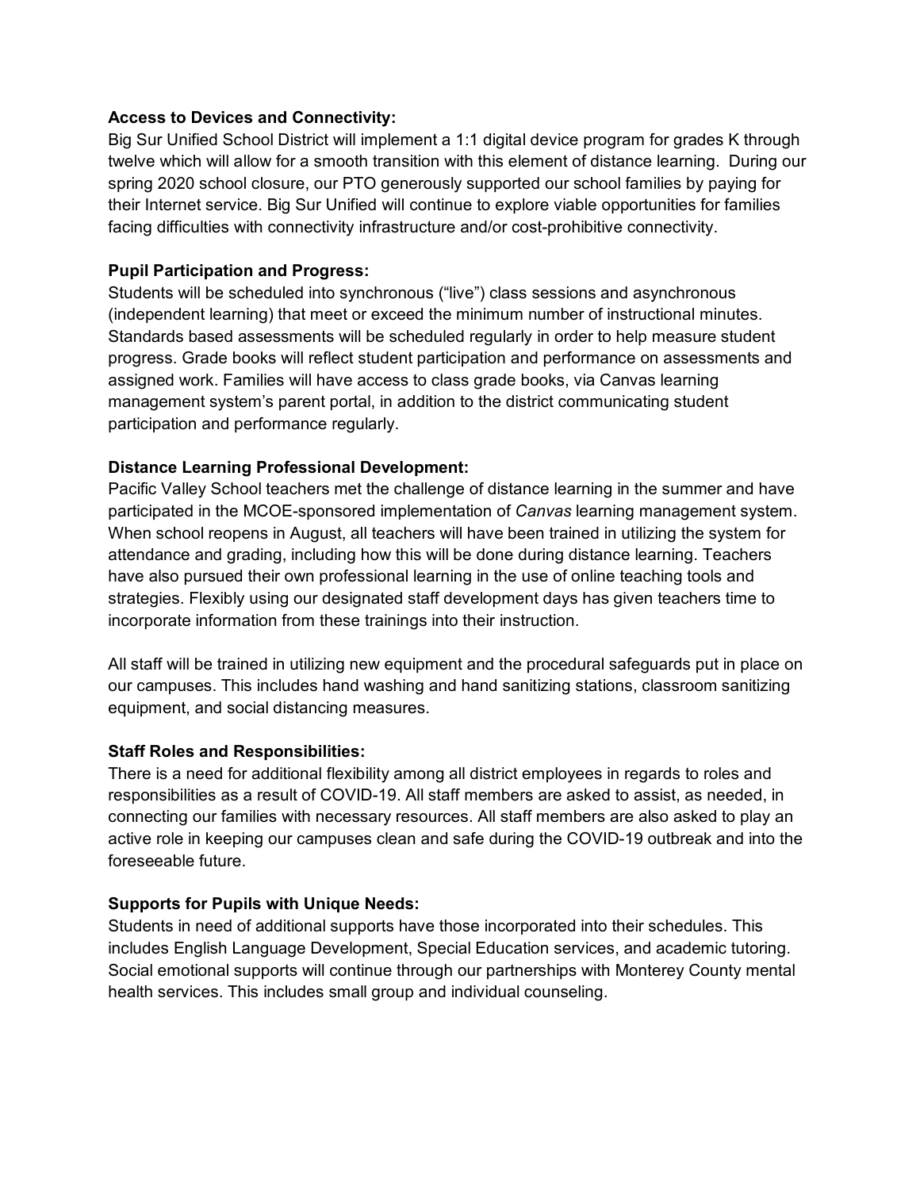**Access to Devices and Connectivity:**
Big Sur Unified School District will implement a 1:1 digital device program for grades K through twelve which will allow for a smooth transition with this element of distance learning. During our spring 2020 school closure, our PTO generously supported our school families by paying for their Internet service. Big Sur Unified will continue to explore viable opportunities for families facing difficulties with connectivity infrastructure and/or cost-prohibitive connectivity.

**Pupil Participation and Progress:**
Students will be scheduled into synchronous ("live") class sessions and asynchronous (independent learning) that meet or exceed the minimum number of instructional minutes. Standards based assessments will be scheduled regularly in order to help measure student progress. Grade books will reflect student participation and performance on assessments and assigned work. Families will have access to class grade books, via Canvas learning management system's parent portal, in addition to the district communicating student participation and performance regularly.

**Distance Learning Professional Development:**
Pacific Valley School teachers met the challenge of distance learning in the summer and have participated in the MCOE-sponsored implementation of *Canvas* learning management system. When school reopens in August, all teachers will have been trained in utilizing the system for attendance and grading, including how this will be done during distance learning. Teachers have also pursued their own professional learning in the use of online teaching tools and strategies. Flexibly using our designated staff development days has given teachers time to incorporate information from these trainings into their instruction.

All staff will be trained in utilizing new equipment and the procedural safeguards put in place on our campuses. This includes hand washing and hand sanitizing stations, classroom sanitizing equipment, and social distancing measures.

**Staff Roles and Responsibilities:**
There is a need for additional flexibility among all district employees in regards to roles and responsibilities as a result of COVID-19. All staff members are asked to assist, as needed, in connecting our families with necessary resources. All staff members are also asked to play an active role in keeping our campuses clean and safe during the COVID-19 outbreak and into the foreseeable future.

**Supports for Pupils with Unique Needs:**
Students in need of additional supports have those incorporated into their schedules. This includes English Language Development, Special Education services, and academic tutoring. Social emotional supports will continue through our partnerships with Monterey County mental health services. This includes small group and individual counseling.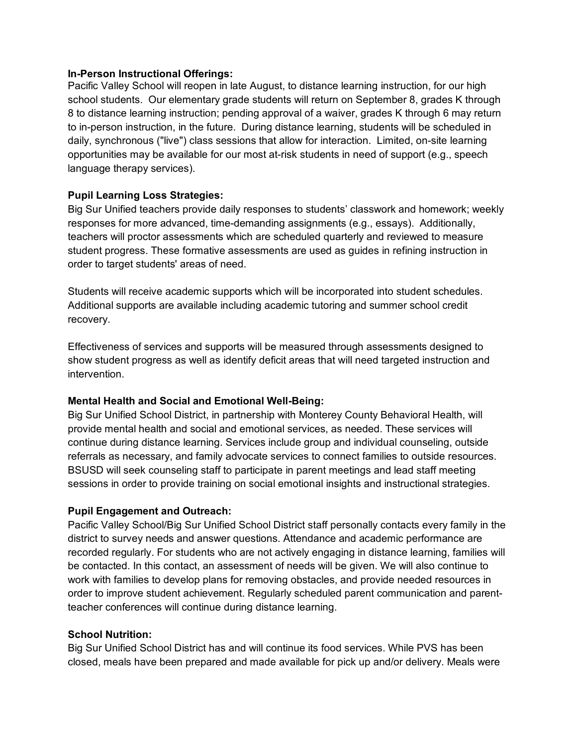**In-Person Instructional Offerings:**
Pacific Valley School will reopen in late August, to distance learning instruction, for our high school students. Our elementary grade students will return on September 8, grades K through 8 to distance learning instruction; pending approval of a waiver, grades K through 6 may return to in-person instruction, in the future. During distance learning, students will be scheduled in daily, synchronous ("live") class sessions that allow for interaction. Limited, on-site learning opportunities may be available for our most at-risk students in need of support (e.g., speech language therapy services).

**Pupil Learning Loss Strategies:**
Big Sur Unified teachers provide daily responses to students' classwork and homework; weekly responses for more advanced, time-demanding assignments (e.g., essays). Additionally, teachers will proctor assessments which are scheduled quarterly and reviewed to measure student progress. These formative assessments are used as guides in refining instruction in order to target students' areas of need.

Students will receive academic supports which will be incorporated into student schedules. Additional supports are available including academic tutoring and summer school credit recovery.

Effectiveness of services and supports will be measured through assessments designed to show student progress as well as identify deficit areas that will need targeted instruction and intervention.

**Mental Health and Social and Emotional Well-Being:**
Big Sur Unified School District, in partnership with Monterey County Behavioral Health, will provide mental health and social and emotional services, as needed. These services will continue during distance learning. Services include group and individual counseling, outside referrals as necessary, and family advocate services to connect families to outside resources. BSUSD will seek counseling staff to participate in parent meetings and lead staff meeting sessions in order to provide training on social emotional insights and instructional strategies.

**Pupil Engagement and Outreach:**
Pacific Valley School/Big Sur Unified School District staff personally contacts every family in the district to survey needs and answer questions. Attendance and academic performance are recorded regularly. For students who are not actively engaging in distance learning, families will be contacted. In this contact, an assessment of needs will be given. We will also continue to work with families to develop plans for removing obstacles, and provide needed resources in order to improve student achievement. Regularly scheduled parent communication and parent-teacher conferences will continue during distance learning.

**School Nutrition:**
Big Sur Unified School District has and will continue its food services. While PVS has been closed, meals have been prepared and made available for pick up and/or delivery. Meals were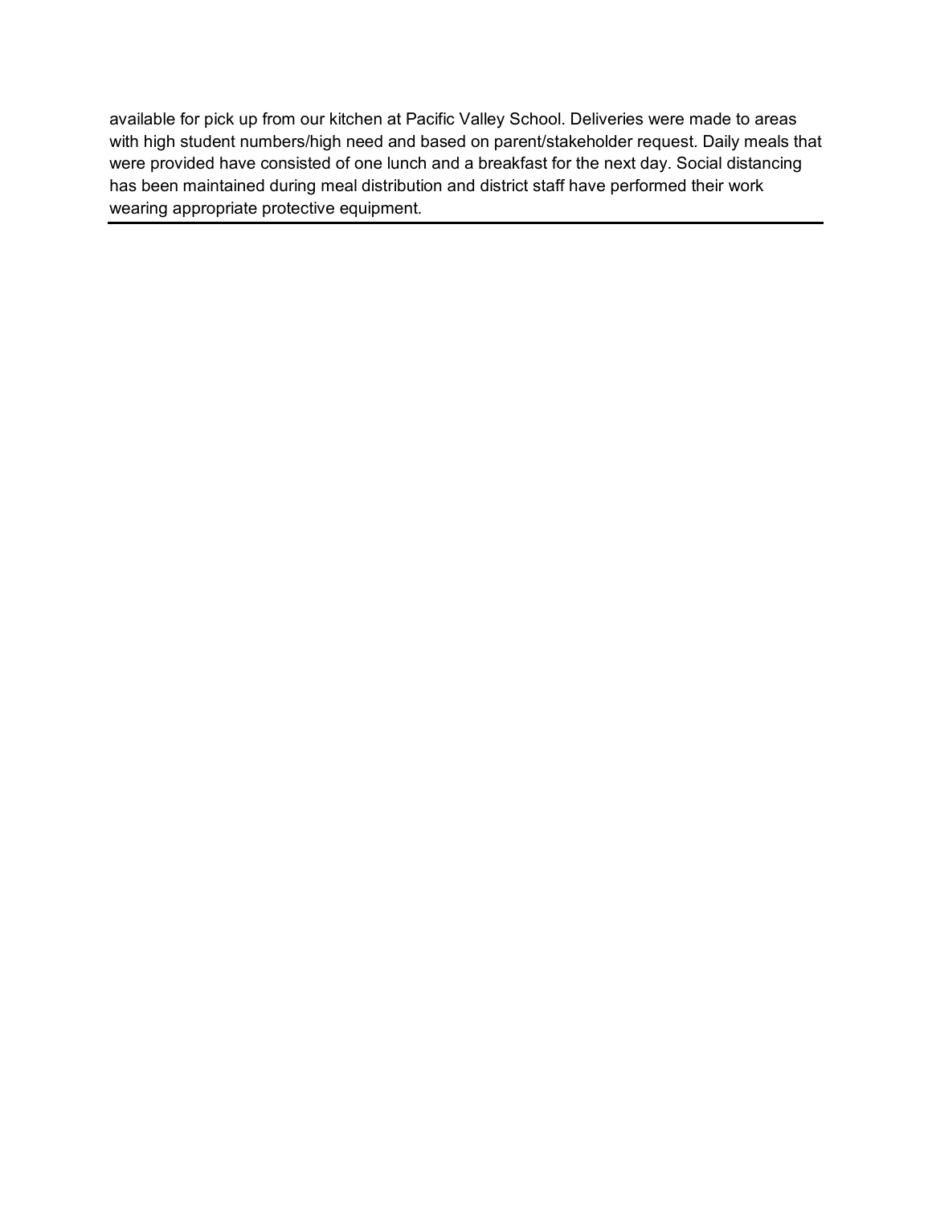available for pick up from our kitchen at Pacific Valley School. Deliveries were made to areas with high student numbers/high need and based on parent/stakeholder request. Daily meals that were provided have consisted of one lunch and a breakfast for the next day. Social distancing has been maintained during meal distribution and district staff have performed their work wearing appropriate protective equipment.

---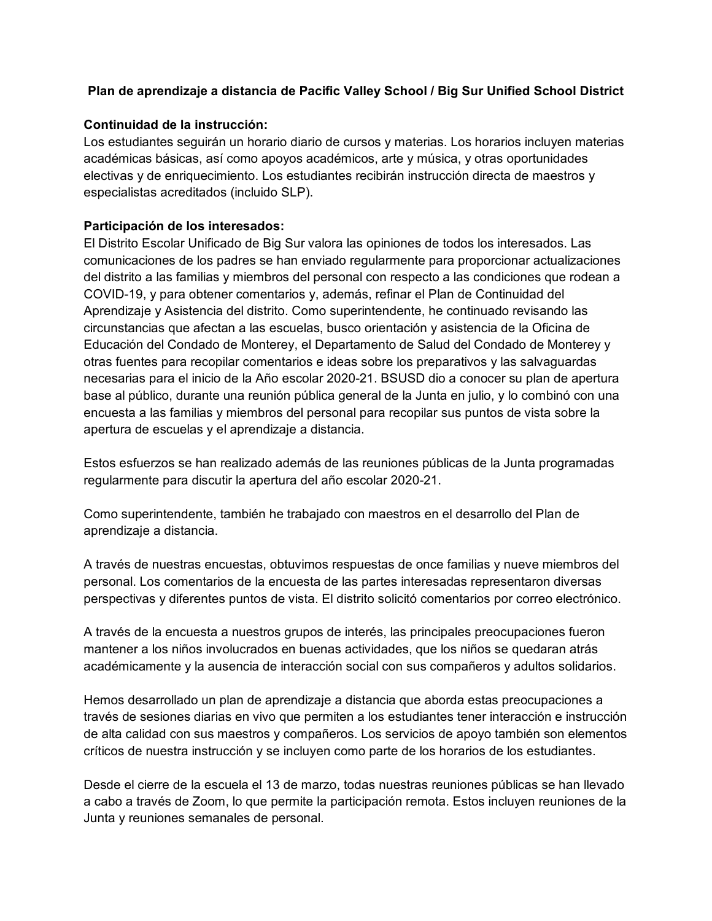**Plan de aprendizaje a distancia de Pacific Valley School / Big Sur Unified School District**

**Continuidad de la instrucción:**
Los estudiantes seguirán un horario diario de cursos y materias. Los horarios incluyen materias académicas básicas, así como apoyos académicos, arte y música, y otras oportunidades electivas y de enriquecimiento. Los estudiantes recibirán instrucción directa de maestros y especialistas acreditados (incluido SLP).

**Participación de los interesados:**
El Distrito Escolar Unificado de Big Sur valora las opiniones de todos los interesados. Las comunicaciones de los padres se han enviado regularmente para proporcionar actualizaciones del distrito a las familias y miembros del personal con respecto a las condiciones que rodean a COVID-19, y para obtener comentarios y, además, refinar el Plan de Continuidad del Aprendizaje y Asistencia del distrito. Como superintendente, he continuado revisando las circunstancias que afectan a las escuelas, busco orientación y asistencia de la Oficina de Educación del Condado de Monterey, el Departamento de Salud del Condado de Monterey y otras fuentes para recopilar comentarios e ideas sobre los preparativos y las salvaguardas necesarias para el inicio de la Año escolar 2020-21. BSUSD dio a conocer su plan de apertura base al público, durante una reunión pública general de la Junta en julio, y lo combinó con una encuesta a las familias y miembros del personal para recopilar sus puntos de vista sobre la apertura de escuelas y el aprendizaje a distancia.

Estos esfuerzos se han realizado además de las reuniones públicas de la Junta programadas regularmente para discutir la apertura del año escolar 2020-21.

Como superintendente, también he trabajado con maestros en el desarrollo del Plan de aprendizaje a distancia.

A través de nuestras encuestas, obtuvimos respuestas de once familias y nueve miembros del personal. Los comentarios de la encuesta de las partes interesadas representaron diversas perspectivas y diferentes puntos de vista. El distrito solicitó comentarios por correo electrónico.

A través de la encuesta a nuestros grupos de interés, las principales preocupaciones fueron mantener a los niños involucrados en buenas actividades, que los niños se quedaran atrás académicamente y la ausencia de interacción social con sus compañeros y adultos solidarios.

Hemos desarrollado un plan de aprendizaje a distancia que aborda estas preocupaciones a través de sesiones diarias en vivo que permiten a los estudiantes tener interacción e instrucción de alta calidad con sus maestros y compañeros. Los servicios de apoyo también son elementos críticos de nuestra instrucción y se incluyen como parte de los horarios de los estudiantes.

Desde el cierre de la escuela el 13 de marzo, todas nuestras reuniones públicas se han llevado a cabo a través de Zoom, lo que permite la participación remota. Estos incluyen reuniones de la Junta y reuniones semanales de personal.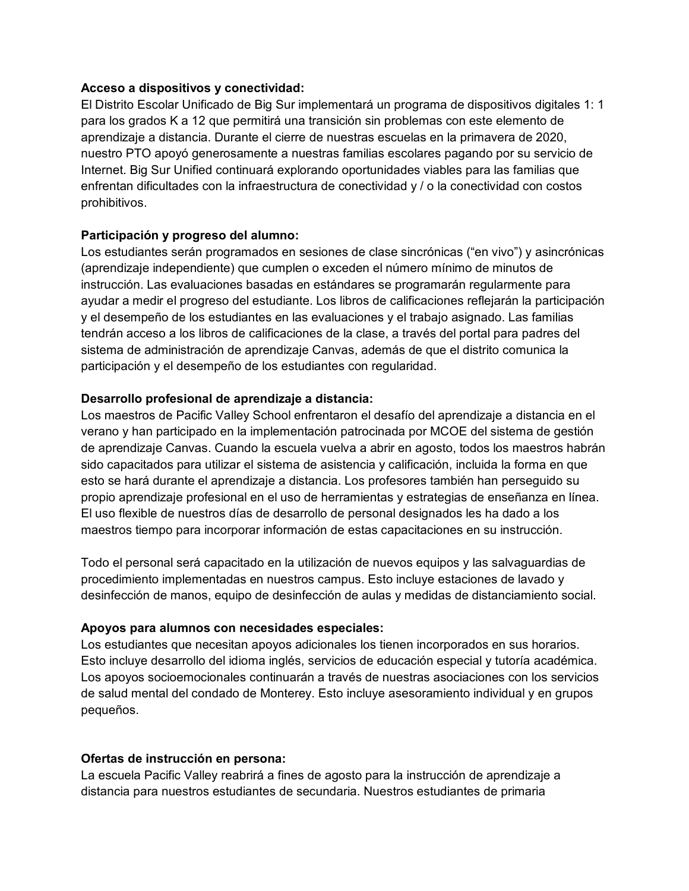**Acceso a dispositivos y conectividad:**
El Distrito Escolar Unificado de Big Sur implementará un programa de dispositivos digitales 1: 1 para los grados K a 12 que permitirá una transición sin problemas con este elemento de aprendizaje a distancia. Durante el cierre de nuestras escuelas en la primavera de 2020, nuestro PTO apoyó generosamente a nuestras familias escolares pagando por su servicio de Internet. Big Sur Unified continuará explorando oportunidades viables para las familias que enfrentan dificultades con la infraestructura de conectividad y / o la conectividad con costos prohibitivos.

**Participación y progreso del alumno:**
Los estudiantes serán programados en sesiones de clase sincrónicas ("en vivo") y asincrónicas (aprendizaje independiente) que cumplen o exceden el número mínimo de minutos de instrucción. Las evaluaciones basadas en estándares se programarán regularmente para ayudar a medir el progreso del estudiante. Los libros de calificaciones reflejarán la participación y el desempeño de los estudiantes en las evaluaciones y el trabajo asignado. Las familias tendrán acceso a los libros de calificaciones de la clase, a través del portal para padres del sistema de administración de aprendizaje Canvas, además de que el distrito comunica la participación y el desempeño de los estudiantes con regularidad.

**Desarrollo profesional de aprendizaje a distancia:**
Los maestros de Pacific Valley School enfrentaron el desafío del aprendizaje a distancia en el verano y han participado en la implementación patrocinada por MCOE del sistema de gestión de aprendizaje Canvas. Cuando la escuela vuelva a abrir en agosto, todos los maestros habrán sido capacitados para utilizar el sistema de asistencia y calificación, incluida la forma en que esto se hará durante el aprendizaje a distancia. Los profesores también han perseguido su propio aprendizaje profesional en el uso de herramientas y estrategias de enseñanza en línea. El uso flexible de nuestros días de desarrollo de personal designados les ha dado a los maestros tiempo para incorporar información de estas capacitaciones en su instrucción.

Todo el personal será capacitado en la utilización de nuevos equipos y las salvaguardias de procedimiento implementadas en nuestros campus. Esto incluye estaciones de lavado y desinfección de manos, equipo de desinfección de aulas y medidas de distanciamiento social.

**Apoyos para alumnos con necesidades especiales:**
Los estudiantes que necesitan apoyos adicionales los tienen incorporados en sus horarios. Esto incluye desarrollo del idioma inglés, servicios de educación especial y tutoría académica. Los apoyos socioemocionales continuarán a través de nuestras asociaciones con los servicios de salud mental del condado de Monterey. Esto incluye asesoramiento individual y en grupos pequeños.

**Ofertas de instrucción en persona:**
La escuela Pacific Valley reabrirá a fines de agosto para la instrucción de aprendizaje a distancia para nuestros estudiantes de secundaria. Nuestros estudiantes de primaria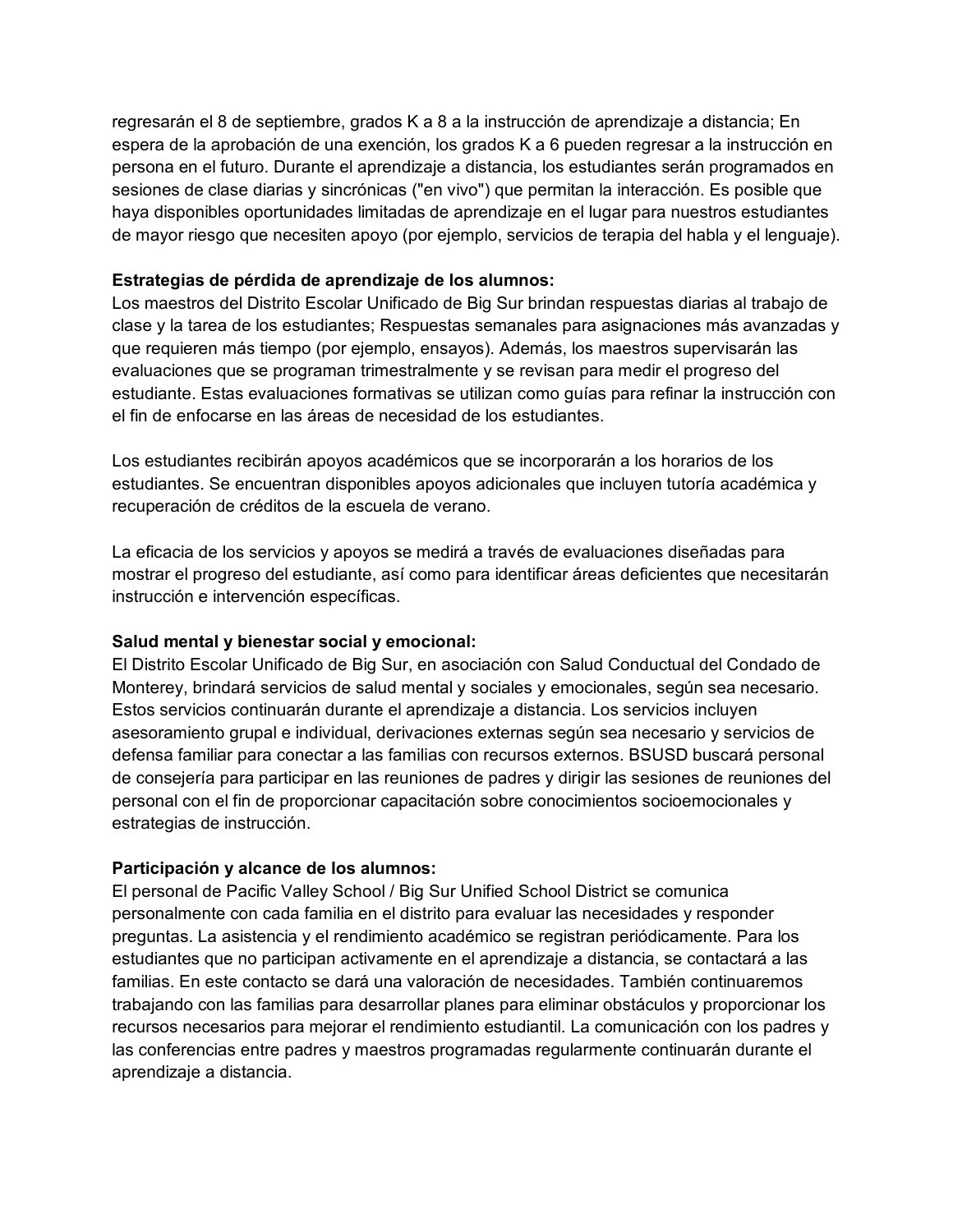regresarán el 8 de septiembre, grados K a 8 a la instrucción de aprendizaje a distancia; En espera de la aprobación de una exención, los grados K a 6 pueden regresar a la instrucción en persona en el futuro. Durante el aprendizaje a distancia, los estudiantes serán programados en sesiones de clase diarias y sincrónicas ("en vivo") que permitan la interacción. Es posible que haya disponibles oportunidades limitadas de aprendizaje en el lugar para nuestros estudiantes de mayor riesgo que necesiten apoyo (por ejemplo, servicios de terapia del habla y el lenguaje).

**Estrategias de pérdida de aprendizaje de los alumnos:**
Los maestros del Distrito Escolar Unificado de Big Sur brindan respuestas diarias al trabajo de clase y la tarea de los estudiantes; Respuestas semanales para asignaciones más avanzadas y que requieren más tiempo (por ejemplo, ensayos). Además, los maestros supervisarán las evaluaciones que se programan trimestralmente y se revisan para medir el progreso del estudiante. Estas evaluaciones formativas se utilizan como guías para refinar la instrucción con el fin de enfocarse en las áreas de necesidad de los estudiantes.

Los estudiantes recibirán apoyos académicos que se incorporarán a los horarios de los estudiantes. Se encuentran disponibles apoyos adicionales que incluyen tutoría académica y recuperación de créditos de la escuela de verano.

La eficacia de los servicios y apoyos se medirá a través de evaluaciones diseñadas para mostrar el progreso del estudiante, así como para identificar áreas deficientes que necesitarán instrucción e intervención específicas.

**Salud mental y bienestar social y emocional:**
El Distrito Escolar Unificado de Big Sur, en asociación con Salud Conductual del Condado de Monterey, brindará servicios de salud mental y sociales y emocionales, según sea necesario. Estos servicios continuarán durante el aprendizaje a distancia. Los servicios incluyen asesoramiento grupal e individual, derivaciones externas según sea necesario y servicios de defensa familiar para conectar a las familias con recursos externos. BSUSD buscará personal de consejería para participar en las reuniones de padres y dirigir las sesiones de reuniones del personal con el fin de proporcionar capacitación sobre conocimientos socioemocionales y estrategias de instrucción.

**Participación y alcance de los alumnos:**
El personal de Pacific Valley School / Big Sur Unified School District se comunica personalmente con cada familia en el distrito para evaluar las necesidades y responder preguntas. La asistencia y el rendimiento académico se registran periódicamente. Para los estudiantes que no participan activamente en el aprendizaje a distancia, se contactará a las familias. En este contacto se dará una valoración de necesidades. También continuaremos trabajando con las familias para desarrollar planes para eliminar obstáculos y proporcionar los recursos necesarios para mejorar el rendimiento estudiantil. La comunicación con los padres y las conferencias entre padres y maestros programadas regularmente continuarán durante el aprendizaje a distancia.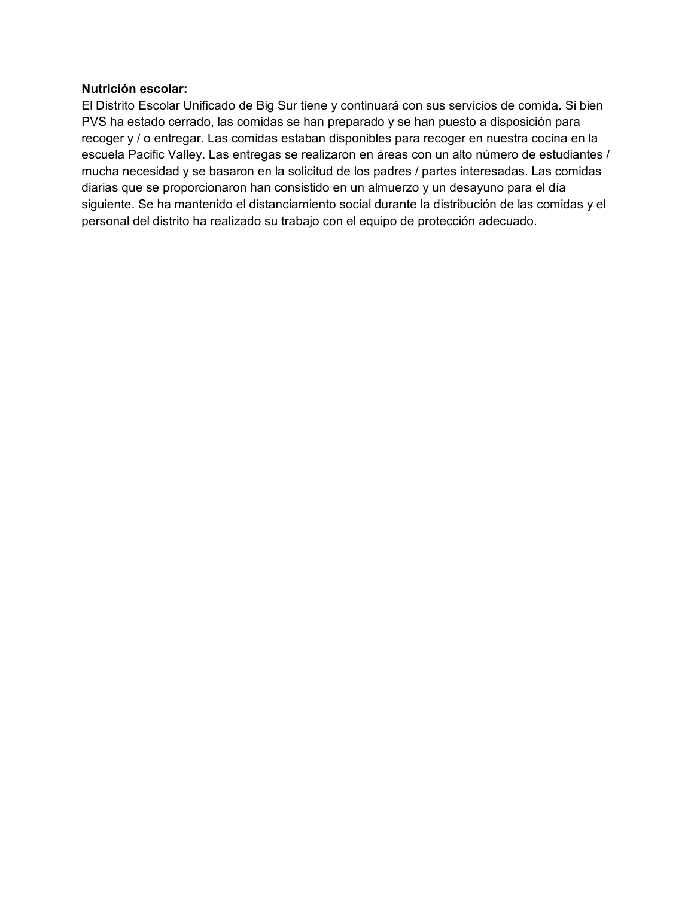**Nutrición escolar:**
El Distrito Escolar Unificado de Big Sur tiene y continuará con sus servicios de comida. Si bien PVS ha estado cerrado, las comidas se han preparado y se han puesto a disposición para recoger y / o entregar. Las comidas estaban disponibles para recoger en nuestra cocina en la escuela Pacific Valley. Las entregas se realizaron en áreas con un alto número de estudiantes / mucha necesidad y se basaron en la solicitud de los padres / partes interesadas. Las comidas diarias que se proporcionaron han consistido en un almuerzo y un desayuno para el día siguiente. Se ha mantenido el distanciamiento social durante la distribución de las comidas y el personal del distrito ha realizado su trabajo con el equipo de protección adecuado.